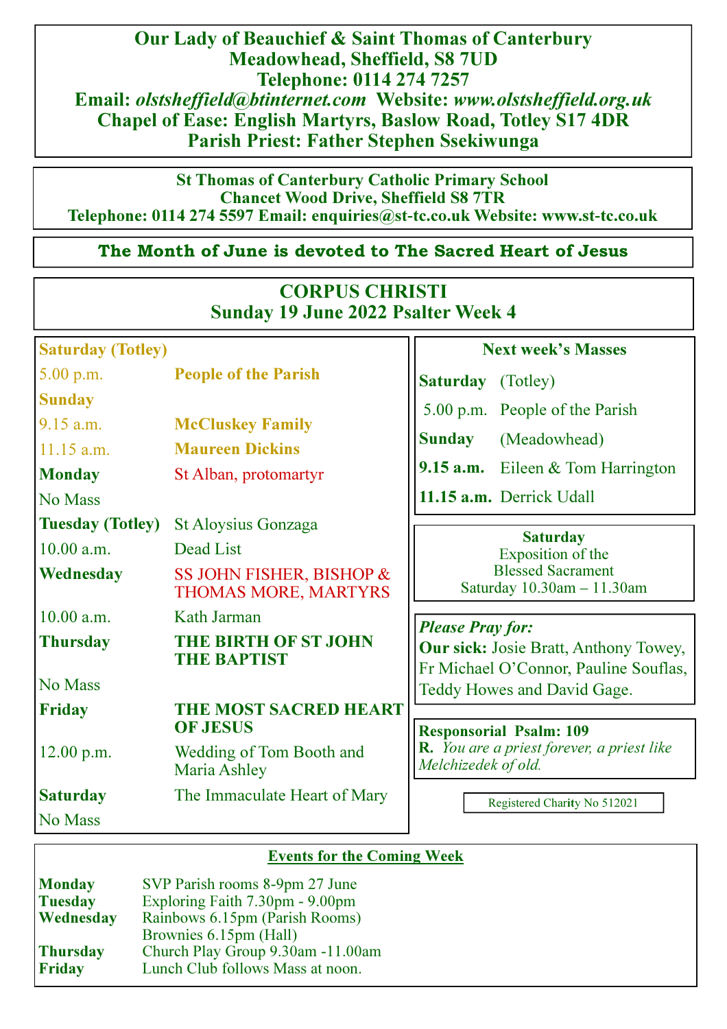# Our Lady of Beauchief & Saint Thomas of Canterbury

**Meadowhead, Sheffield, S8 7UD**
**Telephone: 0114 274 7257**
**Email:** ***olstsheffield@btinternet.com*** **Website:** ***www.olstsheffield.org.uk***
**Chapel of Ease: English Martyrs, Baslow Road, Totley S17 4DR**
**Parish Priest: Father Stephen Ssekiwunga**

**St Thomas of Canterbury Catholic Primary School**
**Chancet Wood Drive, Sheffield S8 7TR**
**Telephone: 0114 274 5597 Email: enquiries@st-tc.co.uk Website: www.st-tc.co.uk**

**The Month of June is devoted to The Sacred Heart of Jesus**

## CORPUS CHRISTI
## Sunday 19 June 2022 Psalter Week 4

| | |
|---|---|
| **Saturday (Totley)** | |
| 5.00 p.m. | **People of the Parish** |
| **Sunday** | |
| 9.15 a.m. | **McCluskey Family** |
| 11.15 a.m. | **Maureen Dickins** |
| **Monday** | St Alban, protomartyr |
| No Mass | |
| **Tuesday (Totley)** | St Aloysius Gonzaga |
| 10.00 a.m. | Dead List |
| **Wednesday** | SS JOHN FISHER, BISHOP & THOMAS MORE, MARTYRS |
| 10.00 a.m. | Kath Jarman |
| **Thursday** | **THE BIRTH OF ST JOHN THE BAPTIST** |
| No Mass | |
| **Friday** | **THE MOST SACRED HEART OF JESUS** |
| 12.00 p.m. | Wedding of Tom Booth and Maria Ashley |
| **Saturday** | The Immaculate Heart of Mary |
| No Mass | |

**Next week's Masses**

| | |
|---|---|
| **Saturday** | (Totley) |
| 5.00 p.m. | People of the Parish |
| **Sunday** | (Meadowhead) |
| **9.15 a.m.** | Eileen & Tom Harrington |
| **11.15 a.m.** | Derrick Udall |

**Saturday**
Exposition of the Blessed Sacrament
Saturday 10.30am – 11.30am

***Please Pray for:***
**Our sick:** Josie Bratt, Anthony Towey, Fr Michael O'Connor, Pauline Souflas, Teddy Howes and David Gage.

**Responsorial Psalm: 109**
**R.** *You are a priest forever, a priest like Melchizedek of old.*

Registered Charity No 512021

## Events for the Coming Week

| | |
|---|---|
| **Monday** | SVP Parish rooms 8-9pm 27 June |
| **Tuesday** | Exploring Faith 7.30pm - 9.00pm |
| **Wednesday** | Rainbows 6.15pm (Parish Rooms) |
| | Brownies 6.15pm (Hall) |
| **Thursday** | Church Play Group 9.30am -11.00am |
| **Friday** | Lunch Club follows Mass at noon. |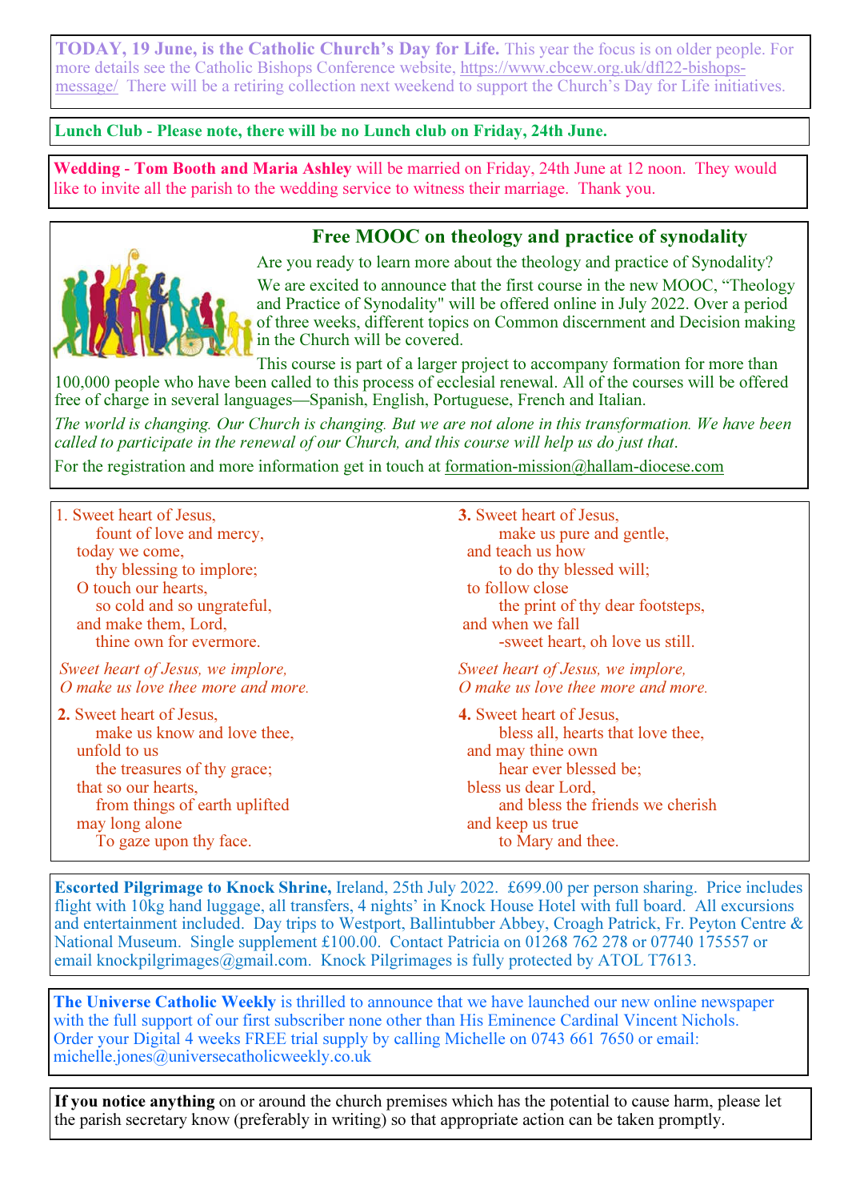**TODAY, 19 June, is the Catholic Church's Day for Life.** This year the focus is on older people. For more details see the Catholic Bishops Conference website, https://www.cbcew.org.uk/dfl22-bishops-message/ There will be a retiring collection next weekend to support the Church's Day for Life initiatives.

**Lunch Club - Please note, there will be no Lunch club on Friday, 24th June.**

**Wedding - Tom Booth and Maria Ashley** will be married on Friday, 24th June at 12 noon. They would like to invite all the parish to the wedding service to witness their marriage. Thank you.

## Free MOOC on theology and practice of synodality

Are you ready to learn more about the theology and practice of Synodality?

We are excited to announce that the first course in the new MOOC, "Theology and Practice of Synodality" will be offered online in July 2022. Over a period of three weeks, different topics on Common discernment and Decision making in the Church will be covered.

This course is part of a larger project to accompany formation for more than 100,000 people who have been called to this process of ecclesial renewal. All of the courses will be offered free of charge in several languages—Spanish, English, Portuguese, French and Italian.

*The world is changing. Our Church is changing. But we are not alone in this transformation. We have been called to participate in the renewal of our Church, and this course will help us do just that.*

For the registration and more information get in touch at formation-mission@hallam-diocese.com

1. Sweet heart of Jesus,
fount of love and mercy,
today we come,
thy blessing to implore;
O touch our hearts,
so cold and so ungrateful,
and make them, Lord,
thine own for evermore.

*Sweet heart of Jesus, we implore,*
*O make us love thee more and more.*

**2.** Sweet heart of Jesus,
make us know and love thee,
unfold to us
the treasures of thy grace;
that so our hearts,
from things of earth uplifted
may long alone
To gaze upon thy face.

**3.** Sweet heart of Jesus,
make us pure and gentle,
and teach us how
to do thy blessed will;
to follow close
the print of thy dear footsteps,
and when we fall
-sweet heart, oh love us still.

*Sweet heart of Jesus, we implore,*
*O make us love thee more and more.*

**4.** Sweet heart of Jesus,
bless all, hearts that love thee,
and may thine own
hear ever blessed be;
bless us dear Lord,
and bless the friends we cherish
and keep us true
to Mary and thee.

**Escorted Pilgrimage to Knock Shrine,** Ireland, 25th July 2022. £699.00 per person sharing. Price includes flight with 10kg hand luggage, all transfers, 4 nights' in Knock House Hotel with full board. All excursions and entertainment included. Day trips to Westport, Ballintubber Abbey, Croagh Patrick, Fr. Peyton Centre & National Museum. Single supplement £100.00. Contact Patricia on 01268 762 278 or 07740 175557 or email knockpilgrimages@gmail.com. Knock Pilgrimages is fully protected by ATOL T7613.

**The Universe Catholic Weekly** is thrilled to announce that we have launched our new online newspaper with the full support of our first subscriber none other than His Eminence Cardinal Vincent Nichols. Order your Digital 4 weeks FREE trial supply by calling Michelle on 0743 661 7650 or email: michelle.jones@universecatholicweekly.co.uk

**If you notice anything** on or around the church premises which has the potential to cause harm, please let the parish secretary know (preferably in writing) so that appropriate action can be taken promptly.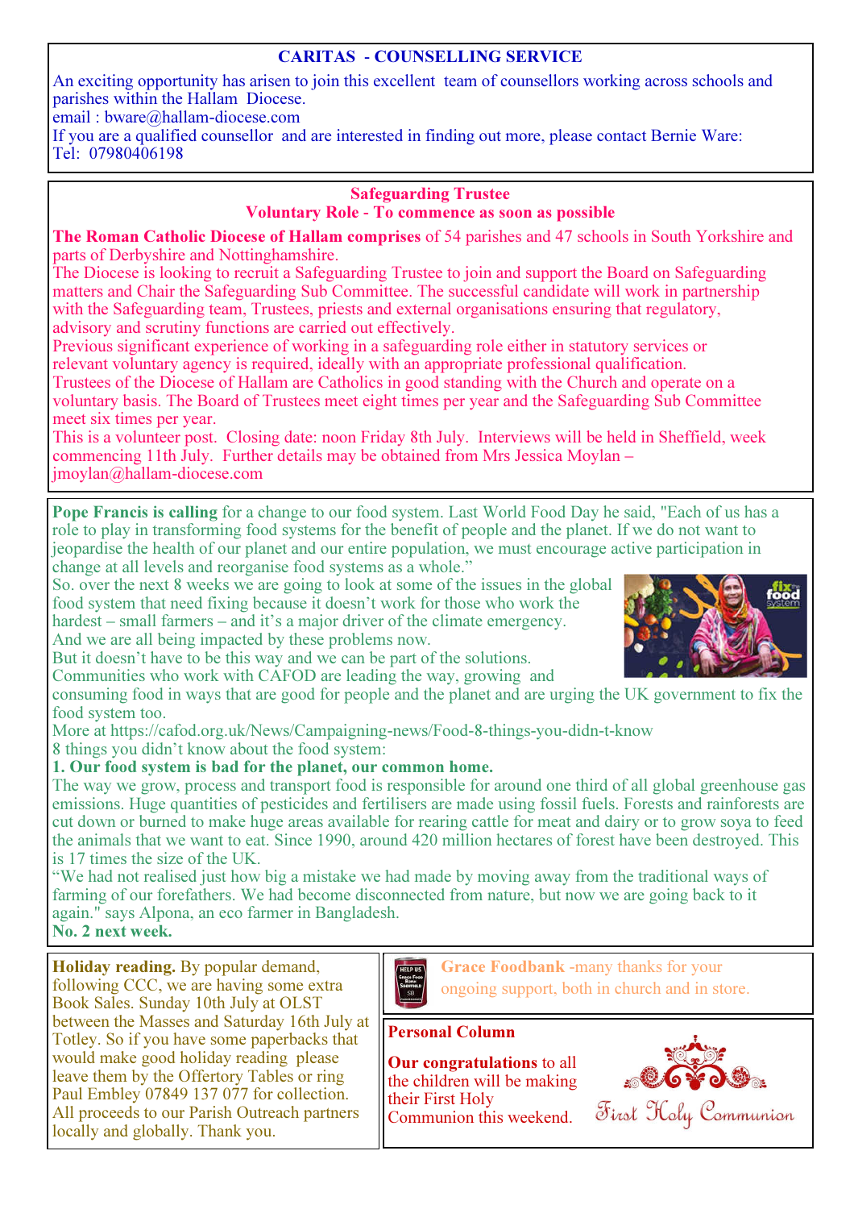## CARITAS - COUNSELLING SERVICE

An exciting opportunity has arisen to join this excellent team of counsellors working across schools and parishes within the Hallam Diocese.
email : bware@hallam-diocese.com
If you are a qualified counsellor and are interested in finding out more, please contact Bernie Ware:
Tel: 07980406198

## Safeguarding Trustee
### Voluntary Role - To commence as soon as possible

**The Roman Catholic Diocese of Hallam comprises** of 54 parishes and 47 schools in South Yorkshire and parts of Derbyshire and Nottinghamshire.
The Diocese is looking to recruit a Safeguarding Trustee to join and support the Board on Safeguarding matters and Chair the Safeguarding Sub Committee. The successful candidate will work in partnership with the Safeguarding team, Trustees, priests and external organisations ensuring that regulatory, advisory and scrutiny functions are carried out effectively.
Previous significant experience of working in a safeguarding role either in statutory services or relevant voluntary agency is required, ideally with an appropriate professional qualification.
Trustees of the Diocese of Hallam are Catholics in good standing with the Church and operate on a voluntary basis. The Board of Trustees meet eight times per year and the Safeguarding Sub Committee meet six times per year.
This is a volunteer post. Closing date: noon Friday 8th July. Interviews will be held in Sheffield, week commencing 11th July. Further details may be obtained from Mrs Jessica Moylan – jmoylan@hallam-diocese.com

**Pope Francis is calling** for a change to our food system. Last World Food Day he said, "Each of us has a role to play in transforming food systems for the benefit of people and the planet. If we do not want to jeopardise the health of our planet and our entire population, we must encourage active participation in change at all levels and reorganise food systems as a whole."
So. over the next 8 weeks we are going to look at some of the issues in the global food system that need fixing because it doesn't work for those who work the hardest – small farmers – and it's a major driver of the climate emergency.
And we are all being impacted by these problems now.
But it doesn't have to be this way and we can be part of the solutions.
Communities who work with CAFOD are leading the way, growing and consuming food in ways that are good for people and the planet and are urging the UK government to fix the food system too.
More at https://cafod.org.uk/News/Campaigning-news/Food-8-things-you-didn-t-know
8 things you didn't know about the food system:
**1. Our food system is bad for the planet, our common home.**
The way we grow, process and transport food is responsible for around one third of all global greenhouse gas emissions. Huge quantities of pesticides and fertilisers are made using fossil fuels. Forests and rainforests are cut down or burned to make huge areas available for rearing cattle for meat and dairy or to grow soya to feed the animals that we want to eat. Since 1990, around 420 million hectares of forest have been destroyed. This is 17 times the size of the UK.
"We had not realised just how big a mistake we had made by moving away from the traditional ways of farming of our forefathers. We had become disconnected from nature, but now we are going back to it again." says Alpona, an eco farmer in Bangladesh.
**No. 2 next week.**

**Holiday reading.** By popular demand, following CCC, we are having some extra Book Sales. Sunday 10th July at OLST between the Masses and Saturday 16th July at Totley. So if you have some paperbacks that would make good holiday reading please leave them by the Offertory Tables or ring Paul Embley 07849 137 077 for collection. All proceeds to our Parish Outreach partners locally and globally. Thank you.

**Grace Foodbank** -many thanks for your ongoing support, both in church and in store.

**Personal Column**

**Our congratulations** to all the children will be making their First Holy Communion this weekend.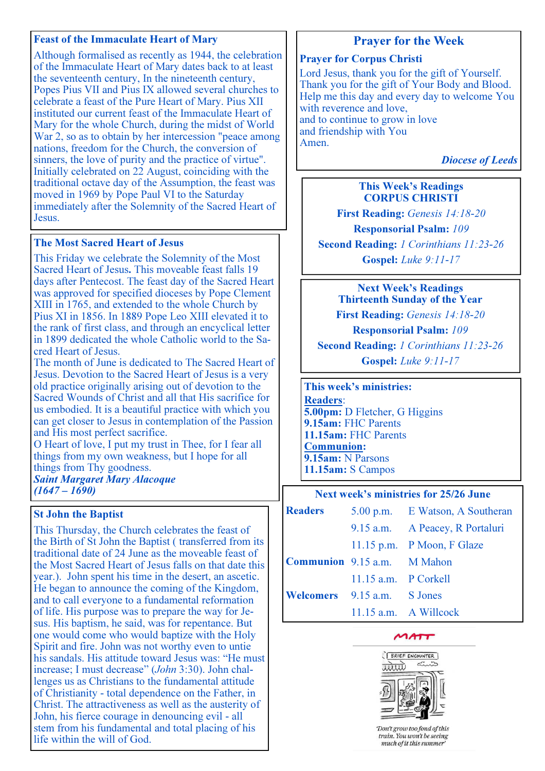## Feast of the Immaculate Heart of Mary

Although formalised as recently as 1944, the celebration of the Immaculate Heart of Mary dates back to at least the seventeenth century, In the nineteenth century, Popes Pius VII and Pius IX allowed several churches to celebrate a feast of the Pure Heart of Mary. Pius XII instituted our current feast of the Immaculate Heart of Mary for the whole Church, during the midst of World War 2, so as to obtain by her intercession "peace among nations, freedom for the Church, the conversion of sinners, the love of purity and the practice of virtue". Initially celebrated on 22 August, coinciding with the traditional octave day of the Assumption, the feast was moved in 1969 by Pope Paul VI to the Saturday immediately after the Solemnity of the Sacred Heart of Jesus.

## The Most Sacred Heart of Jesus

This Friday we celebrate the Solemnity of the Most Sacred Heart of Jesus**.** This moveable feast falls 19 days after Pentecost. The feast day of the Sacred Heart was approved for specified dioceses by Pope Clement XIII in 1765, and extended to the whole Church by Pius XI in 1856. In 1889 Pope Leo XIII elevated it to the rank of first class, and through an encyclical letter in 1899 dedicated the whole Catholic world to the Sacred Heart of Jesus.

The month of June is dedicated to The Sacred Heart of Jesus. Devotion to the Sacred Heart of Jesus is a very old practice originally arising out of devotion to the Sacred Wounds of Christ and all that His sacrifice for us embodied. It is a beautiful practice with which you can get closer to Jesus in contemplation of the Passion and His most perfect sacrifice.

O Heart of love, I put my trust in Thee, for I fear all things from my own weakness, but I hope for all things from Thy goodness.

***Saint Margaret Mary Alacoque***
***(1647 – 1690)***

## St John the Baptist

This Thursday, the Church celebrates the feast of the Birth of St John the Baptist ( transferred from its traditional date of 24 June as the moveable feast of the Most Sacred Heart of Jesus falls on that date this year.). John spent his time in the desert, an ascetic. He began to announce the coming of the Kingdom, and to call everyone to a fundamental reformation of life. His purpose was to prepare the way for Jesus. His baptism, he said, was for repentance. But one would come who would baptize with the Holy Spirit and fire. John was not worthy even to untie his sandals. His attitude toward Jesus was: "He must increase; I must decrease" (*John* 3:30). John challenges us as Christians to the fundamental attitude of Christianity - total dependence on the Father, in Christ. The attractiveness as well as the austerity of John, his fierce courage in denouncing evil - all stem from his fundamental and total placing of his life within the will of God.

## Prayer for the Week

**Prayer for Corpus Christi**

Lord Jesus, thank you for the gift of Yourself.
Thank you for the gift of Your Body and Blood.
Help me this day and every day to welcome You with reverence and love,
and to continue to grow in love
and friendship with You
Amen.

***Diocese of Leeds***

## This Week's Readings
### CORPUS CHRISTI

**First Reading:** *Genesis 14:18-20*

**Responsorial Psalm:** *109*

**Second Reading:** *1 Corinthians 11:23-26*

**Gospel:** *Luke 9:11-17*

## Next Week's Readings
### Thirteenth Sunday of the Year

**First Reading:** *Genesis 14:18-20*

**Responsorial Psalm:** *109*

**Second Reading:** *1 Corinthians 11:23-26*

**Gospel:** *Luke 9:11-17*

## This week's ministries:

**Readers**:
**5.00pm:** D Fletcher, G Higgins
**9.15am:** FHC Parents
**11.15am:** FHC Parents
**Communion:**
**9.15am:** N Parsons
**11.15am:** S Campos

## Next week's ministries for 25/26 June

| | | |
|---|---|---|
| **Readers** | 5.00 p.m. | E Watson, A Southern |
| | 9.15 a.m. | A Peacey, R Portaluri |
| | 11.15 p.m. | P Moon, F Glaze |
| **Communion** | 9.15 a.m. | M Mahon |
| | 11.15 a.m. | P Corkell |
| **Welcomers** | 9.15 a.m. | S Jones |
| | 11.15 a.m. | A Willcock |

MATT

BRIEF ENCOUNTER

'Don't grow too fond of this train. You won't be seeing much of it this summer'